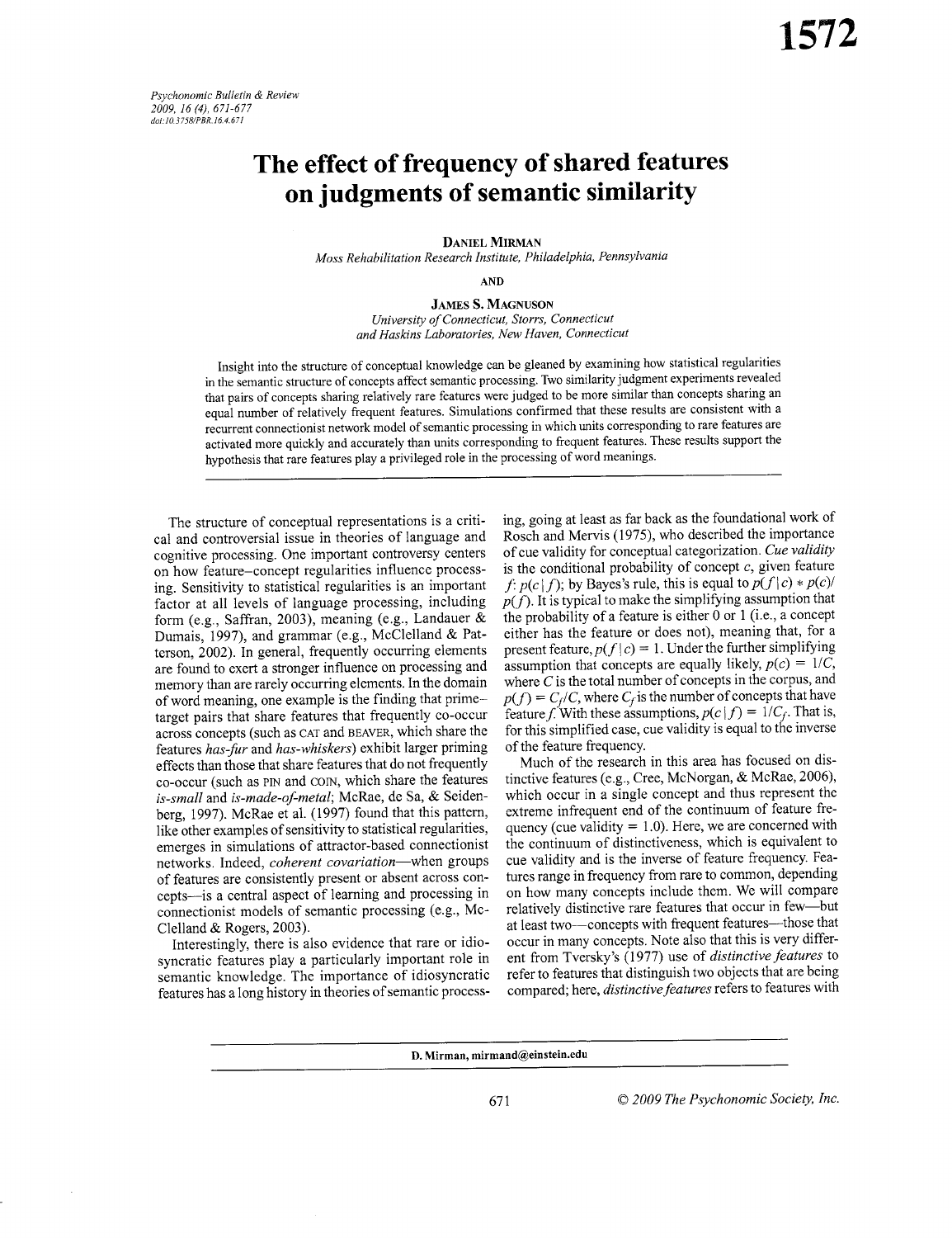# The effect of frequency of shared features on judgments of semantic similarity

**Daniel Mirman**
*Moss Rehabilitation Research Institute, Philadelphia, Pennsylvania*

AND

**James S. Magnuson**
*University of Connecticut, Storrs, Connecticut and Haskins Laboratories, New Haven, Connecticut*

Insight into the structure of conceptual knowledge can be gleaned by examining how statistical regularities in the semantic structure of concepts affect semantic processing. Two similarity judgment experiments revealed that pairs of concepts sharing relatively rare features were judged to be more similar than concepts sharing an equal number of relatively frequent features. Simulations confirmed that these results are consistent with a recurrent connectionist network model of semantic processing in which units corresponding to rare features are activated more quickly and accurately than units corresponding to frequent features. These results support the hypothesis that rare features play a privileged role in the processing of word meanings.

The structure of conceptual representations is a critical and controversial issue in theories of language and cognitive processing. One important controversy centers on how feature–concept regularities influence processing. Sensitivity to statistical regularities is an important factor at all levels of language processing, including form (e.g., Saffran, 2003), meaning (e.g., Landauer & Dumais, 1997), and grammar (e.g., McClelland & Patterson, 2002). In general, frequently occurring elements are found to exert a stronger influence on processing and memory than are rarely occurring elements. In the domain of word meaning, one example is the finding that prime–target pairs that share features that frequently co-occur across concepts (such as CAT and BEAVER, which share the features *has-fur* and *has-whiskers*) exhibit larger priming effects than those that share features that do not frequently co-occur (such as PIN and COIN, which share the features *is-small* and *is-made-of-metal*; McRae, de Sa, & Seidenberg, 1997). McRae et al. (1997) found that this pattern, like other examples of sensitivity to statistical regularities, emerges in simulations of attractor-based connectionist networks. Indeed, *coherent covariation*—when groups of features are consistently present or absent across concepts—is a central aspect of learning and processing in connectionist models of semantic processing (e.g., McClelland & Rogers, 2003).

Interestingly, there is also evidence that rare or idiosyncratic features play a particularly important role in semantic knowledge. The importance of idiosyncratic features has a long history in theories of semantic processing, going at least as far back as the foundational work of Rosch and Mervis (1975), who described the importance of cue validity for conceptual categorization. *Cue validity* is the conditional probability of concept $c$, given feature $f$: $p(c \mid f)$; by Bayes's rule, this is equal to $p(f \mid c) * p(c) / p(f)$. It is typical to make the simplifying assumption that the probability of a feature is either 0 or 1 (i.e., a concept either has the feature or does not), meaning that, for a present feature, $p(f \mid c) = 1$. Under the further simplifying assumption that concepts are equally likely, $p(c) = 1/C$, where $C$ is the total number of concepts in the corpus, and $p(f) = C_f / C$, where $C_f$ is the number of concepts that have feature $f$. With these assumptions, $p(c \mid f) = 1/C_f$. That is, for this simplified case, cue validity is equal to the inverse of the feature frequency.

Much of the research in this area has focused on distinctive features (e.g., Cree, McNorgan, & McRae, 2006), which occur in a single concept and thus represent the extreme infrequent end of the continuum of feature frequency (cue validity = 1.0). Here, we are concerned with the continuum of distinctiveness, which is equivalent to cue validity and is the inverse of feature frequency. Features range in frequency from rare to common, depending on how many concepts include them. We will compare relatively distinctive rare features that occur in few—but at least two—concepts with frequent features—those that occur in many concepts. Note also that this is very different from Tversky's (1977) use of *distinctive features* to refer to features that distinguish two objects that are being compared; here, *distinctive features* refers to features with

D. Mirman, mirmand@einstein.edu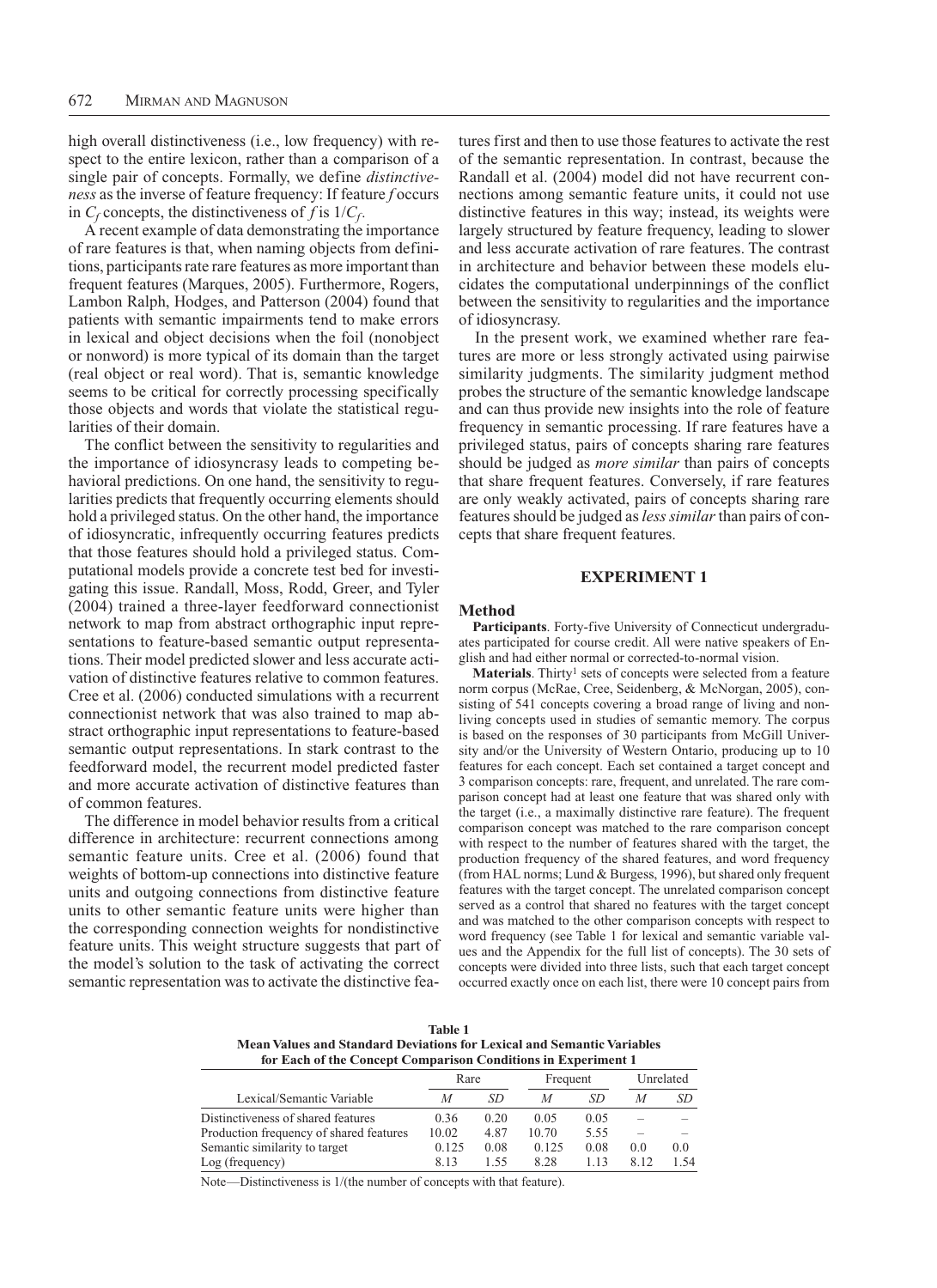high overall distinctiveness (i.e., low frequency) with respect to the entire lexicon, rather than a comparison of a single pair of concepts. Formally, we define *distinctiveness* as the inverse of feature frequency: If feature $f$ occurs in $C_f$ concepts, the distinctiveness of $f$ is $1/C_f$.

A recent example of data demonstrating the importance of rare features is that, when naming objects from definitions, participants rate rare features as more important than frequent features (Marques, 2005). Furthermore, Rogers, Lambon Ralph, Hodges, and Patterson (2004) found that patients with semantic impairments tend to make errors in lexical and object decisions when the foil (nonobject or nonword) is more typical of its domain than the target (real object or real word). That is, semantic knowledge seems to be critical for correctly processing specifically those objects and words that violate the statistical regularities of their domain.

The conflict between the sensitivity to regularities and the importance of idiosyncrasy leads to competing behavioral predictions. On one hand, the sensitivity to regularities predicts that frequently occurring elements should hold a privileged status. On the other hand, the importance of idiosyncratic, infrequently occurring features predicts that those features should hold a privileged status. Computational models provide a concrete test bed for investigating this issue. Randall, Moss, Rodd, Greer, and Tyler (2004) trained a three-layer feedforward connectionist network to map from abstract orthographic input representations to feature-based semantic output representations. Their model predicted slower and less accurate activation of distinctive features relative to common features. Cree et al. (2006) conducted simulations with a recurrent connectionist network that was also trained to map abstract orthographic input representations to feature-based semantic output representations. In stark contrast to the feedforward model, the recurrent model predicted faster and more accurate activation of distinctive features than of common features.

The difference in model behavior results from a critical difference in architecture: recurrent connections among semantic feature units. Cree et al. (2006) found that weights of bottom-up connections into distinctive feature units and outgoing connections from distinctive feature units to other semantic feature units were higher than the corresponding connection weights for nondistinctive feature units. This weight structure suggests that part of the model's solution to the task of activating the correct semantic representation was to activate the distinctive features first and then to use those features to activate the rest of the semantic representation. In contrast, because the Randall et al. (2004) model did not have recurrent connections among semantic feature units, it could not use distinctive features in this way; instead, its weights were largely structured by feature frequency, leading to slower and less accurate activation of rare features. The contrast in architecture and behavior between these models elucidates the computational underpinnings of the conflict between the sensitivity to regularities and the importance of idiosyncrasy.

In the present work, we examined whether rare features are more or less strongly activated using pairwise similarity judgments. The similarity judgment method probes the structure of the semantic knowledge landscape and can thus provide new insights into the role of feature frequency in semantic processing. If rare features have a privileged status, pairs of concepts sharing rare features should be judged as *more similar* than pairs of concepts that share frequent features. Conversely, if rare features are only weakly activated, pairs of concepts sharing rare features should be judged as *less similar* than pairs of concepts that share frequent features.

## EXPERIMENT 1

### Method

**Participants**. Forty-five University of Connecticut undergraduates participated for course credit. All were native speakers of English and had either normal or corrected-to-normal vision.

**Materials**. Thirty[1] sets of concepts were selected from a feature norm corpus (McRae, Cree, Seidenberg, & McNorgan, 2005), consisting of 541 concepts covering a broad range of living and nonliving concepts used in studies of semantic memory. The corpus is based on the responses of 30 participants from McGill University and/or the University of Western Ontario, producing up to 10 features for each concept. Each set contained a target concept and 3 comparison concepts: rare, frequent, and unrelated. The rare comparison concept had at least one feature that was shared only with the target (i.e., a maximally distinctive rare feature). The frequent comparison concept was matched to the rare comparison concept with respect to the number of features shared with the target, the production frequency of the shared features, and word frequency (from HAL norms; Lund & Burgess, 1996), but shared only frequent features with the target concept. The unrelated comparison concept served as a control that shared no features with the target concept and was matched to the other comparison concepts with respect to word frequency (see Table 1 for lexical and semantic variable values and the Appendix for the full list of concepts). The 30 sets of concepts were divided into three lists, such that each target concept occurred exactly once on each list, there were 10 concept pairs from

**Table 1**
**Mean Values and Standard Deviations for Lexical and Semantic Variables for Each of the Concept Comparison Conditions in Experiment 1**

| Lexical/Semantic Variable | Rare | | Frequent | | Unrelated | |
|---|---|---|---|---|---|---|
| | *M* | *SD* | *M* | *SD* | *M* | *SD* |
| Distinctiveness of shared features | 0.36 | 0.20 | 0.05 | 0.05 | – | – |
| Production frequency of shared features | 10.02 | 4.87 | 10.70 | 5.55 | – | – |
| Semantic similarity to target | 0.125 | 0.08 | 0.125 | 0.08 | 0.0 | 0.0 |
| Log (frequency) | 8.13 | 1.55 | 8.28 | 1.13 | 8.12 | 1.54 |

Note—Distinctiveness is 1/(the number of concepts with that feature).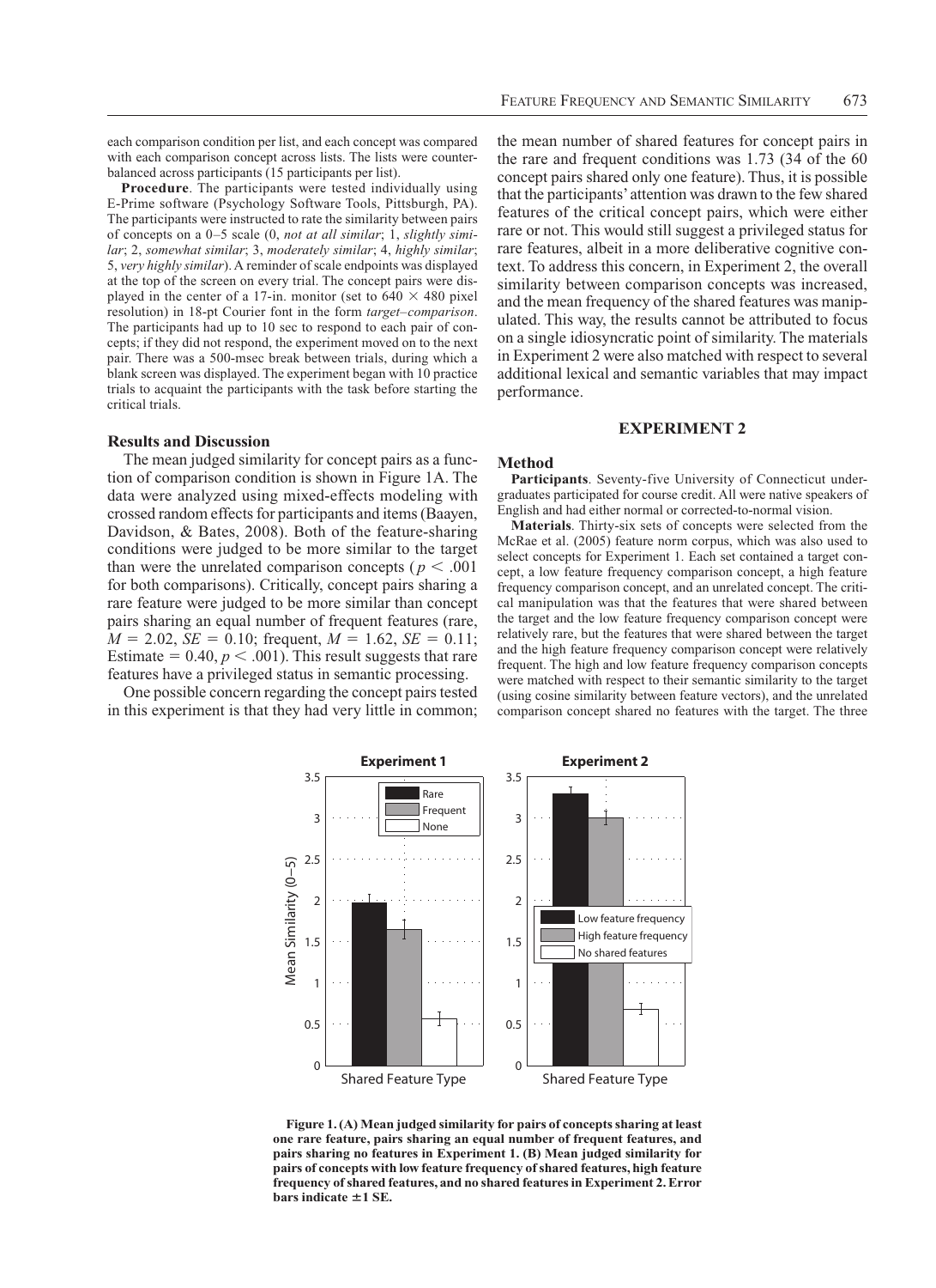each comparison condition per list, and each concept was compared with each comparison concept across lists. The lists were counterbalanced across participants (15 participants per list).

**Procedure**. The participants were tested individually using E-Prime software (Psychology Software Tools, Pittsburgh, PA). The participants were instructed to rate the similarity between pairs of concepts on a 0–5 scale (0, *not at all similar*; 1, *slightly similar*; 2, *somewhat similar*; 3, *moderately similar*; 4, *highly similar*; 5, *very highly similar*). A reminder of scale endpoints was displayed at the top of the screen on every trial. The concept pairs were displayed in the center of a 17-in. monitor (set to $640 \times 480$ pixel resolution) in 18-pt Courier font in the form *target–comparison*. The participants had up to 10 sec to respond to each pair of concepts; if they did not respond, the experiment moved on to the next pair. There was a 500-msec break between trials, during which a blank screen was displayed. The experiment began with 10 practice trials to acquaint the participants with the task before starting the critical trials.

### Results and Discussion

The mean judged similarity for concept pairs as a function of comparison condition is shown in Figure 1A. The data were analyzed using mixed-effects modeling with crossed random effects for participants and items (Baayen, Davidson, & Bates, 2008). Both of the feature-sharing conditions were judged to be more similar to the target than were the unrelated comparison concepts ($p < .001$ for both comparisons). Critically, concept pairs sharing a rare feature were judged to be more similar than concept pairs sharing an equal number of frequent features (rare, $M = 2.02$, $SE = 0.10$; frequent, $M = 1.62$, $SE = 0.11$; Estimate $= 0.40$, $p < .001$). This result suggests that rare features have a privileged status in semantic processing.

One possible concern regarding the concept pairs tested in this experiment is that they had very little in common; the mean number of shared features for concept pairs in the rare and frequent conditions was 1.73 (34 of the 60 concept pairs shared only one feature). Thus, it is possible that the participants' attention was drawn to the few shared features of the critical concept pairs, which were either rare or not. This would still suggest a privileged status for rare features, albeit in a more deliberative cognitive context. To address this concern, in Experiment 2, the overall similarity between comparison concepts was increased, and the mean frequency of the shared features was manipulated. This way, the results cannot be attributed to focus on a single idiosyncratic point of similarity. The materials in Experiment 2 were also matched with respect to several additional lexical and semantic variables that may impact performance.

## EXPERIMENT 2

### Method

**Participants**. Seventy-five University of Connecticut undergraduates participated for course credit. All were native speakers of English and had either normal or corrected-to-normal vision.

**Materials**. Thirty-six sets of concepts were selected from the McRae et al. (2005) feature norm corpus, which was also used to select concepts for Experiment 1. Each set contained a target concept, a low feature frequency comparison concept, a high feature frequency comparison concept, and an unrelated concept. The critical manipulation was that the features that were shared between the target and the low feature frequency comparison concept were relatively rare, but the features that were shared between the target and the high feature frequency comparison concept were relatively frequent. The high and low feature frequency comparison concepts were matched with respect to their semantic similarity to the target (using cosine similarity between feature vectors), and the unrelated comparison concept shared no features with the target. The three

**Figure 1. (A) Mean judged similarity for pairs of concepts sharing at least one rare feature, pairs sharing an equal number of frequent features, and pairs sharing no features in Experiment 1. (B) Mean judged similarity for pairs of concepts with low feature frequency of shared features, high feature frequency of shared features, and no shared features in Experiment 2. Error bars indicate ±1 SE.**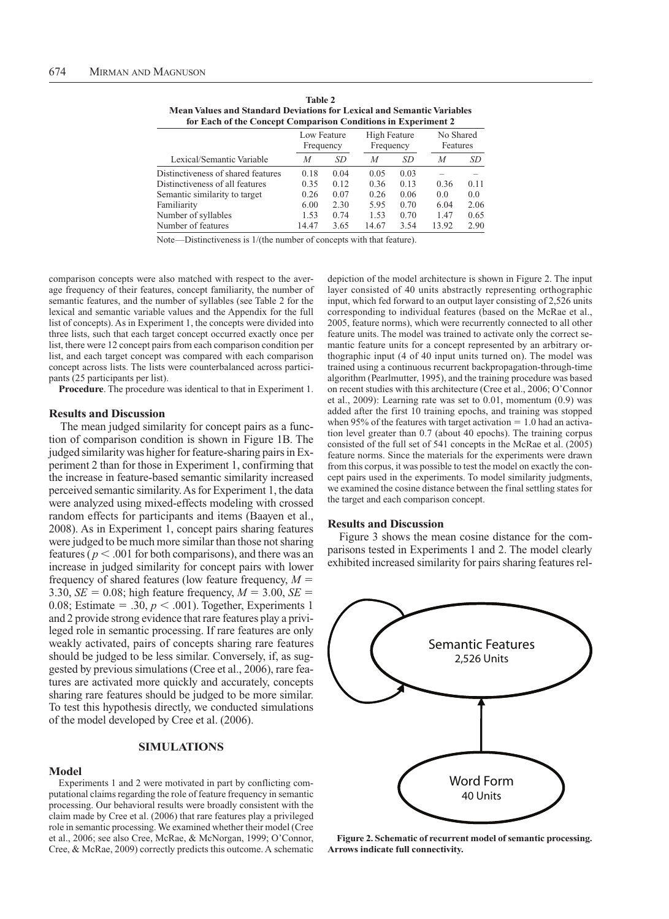**Table 2**
**Mean Values and Standard Deviations for Lexical and Semantic Variables for Each of the Concept Comparison Conditions in Experiment 2**

| Lexical/Semantic Variable | Low Feature Frequency | | High Feature Frequency | | No Shared Features | |
|---|---|---|---|---|---|---|
| | *M* | *SD* | *M* | *SD* | *M* | *SD* |
| Distinctiveness of shared features | 0.18 | 0.04 | 0.05 | 0.03 | – | – |
| Distinctiveness of all features | 0.35 | 0.12 | 0.36 | 0.13 | 0.36 | 0.11 |
| Semantic similarity to target | 0.26 | 0.07 | 0.26 | 0.06 | 0.0 | 0.0 |
| Familiarity | 6.00 | 2.30 | 5.95 | 0.70 | 6.04 | 2.06 |
| Number of syllables | 1.53 | 0.74 | 1.53 | 0.70 | 1.47 | 0.65 |
| Number of features | 14.47 | 3.65 | 14.67 | 3.54 | 13.92 | 2.90 |

Note—Distinctiveness is 1/(the number of concepts with that feature).

comparison concepts were also matched with respect to the average frequency of their features, concept familiarity, the number of semantic features, and the number of syllables (see Table 2 for the lexical and semantic variable values and the Appendix for the full list of concepts). As in Experiment 1, the concepts were divided into three lists, such that each target concept occurred exactly once per list, there were 12 concept pairs from each comparison condition per list, and each target concept was compared with each comparison concept across lists. The lists were counterbalanced across participants (25 participants per list).

**Procedure**. The procedure was identical to that in Experiment 1.

### Results and Discussion

The mean judged similarity for concept pairs as a function of comparison condition is shown in Figure 1B. The judged similarity was higher for feature-sharing pairs in Experiment 2 than for those in Experiment 1, confirming that the increase in feature-based semantic similarity increased perceived semantic similarity. As for Experiment 1, the data were analyzed using mixed-effects modeling with crossed random effects for participants and items (Baayen et al., 2008). As in Experiment 1, concept pairs sharing features were judged to be much more similar than those not sharing features ($p < .001$ for both comparisons), and there was an increase in judged similarity for concept pairs with lower frequency of shared features (low feature frequency, $M = 3.30$, $SE = 0.08$; high feature frequency, $M = 3.00$, $SE = 0.08$; Estimate $= .30$, $p < .001$). Together, Experiments 1 and 2 provide strong evidence that rare features play a privileged role in semantic processing. If rare features are only weakly activated, pairs of concepts sharing rare features should be judged to be less similar. Conversely, if, as suggested by previous simulations (Cree et al., 2006), rare features are activated more quickly and accurately, concepts sharing rare features should be judged to be more similar. To test this hypothesis directly, we conducted simulations of the model developed by Cree et al. (2006).

## SIMULATIONS

### Model

Experiments 1 and 2 were motivated in part by conflicting computational claims regarding the role of feature frequency in semantic processing. Our behavioral results were broadly consistent with the claim made by Cree et al. (2006) that rare features play a privileged role in semantic processing. We examined whether their model (Cree et al., 2006; see also Cree, McRae, & McNorgan, 1999; O'Connor, Cree, & McRae, 2009) correctly predicts this outcome. A schematic depiction of the model architecture is shown in Figure 2. The input layer consisted of 40 units abstractly representing orthographic input, which fed forward to an output layer consisting of 2,526 units corresponding to individual features (based on the McRae et al., 2005, feature norms), which were recurrently connected to all other feature units. The model was trained to activate only the correct semantic feature units for a concept represented by an arbitrary orthographic input (4 of 40 input units turned on). The model was trained using a continuous recurrent backpropagation-through-time algorithm (Pearlmutter, 1995), and the training procedure was based on recent studies with this architecture (Cree et al., 2006; O'Connor et al., 2009): Learning rate was set to 0.01, momentum (0.9) was added after the first 10 training epochs, and training was stopped when 95% of the features with target activation $= 1.0$ had an activation level greater than 0.7 (about 40 epochs). The training corpus consisted of the full set of 541 concepts in the McRae et al. (2005) feature norms. Since the materials for the experiments were drawn from this corpus, it was possible to test the model on exactly the concept pairs used in the experiments. To model similarity judgments, we examined the cosine distance between the final settling states for the target and each comparison concept.

### Results and Discussion

Figure 3 shows the mean cosine distance for the comparisons tested in Experiments 1 and 2. The model clearly exhibited increased similarity for pairs sharing features rel-

Semantic Features
2,526 Units

Word Form
40 Units

**Figure 2. Schematic of recurrent model of semantic processing. Arrows indicate full connectivity.**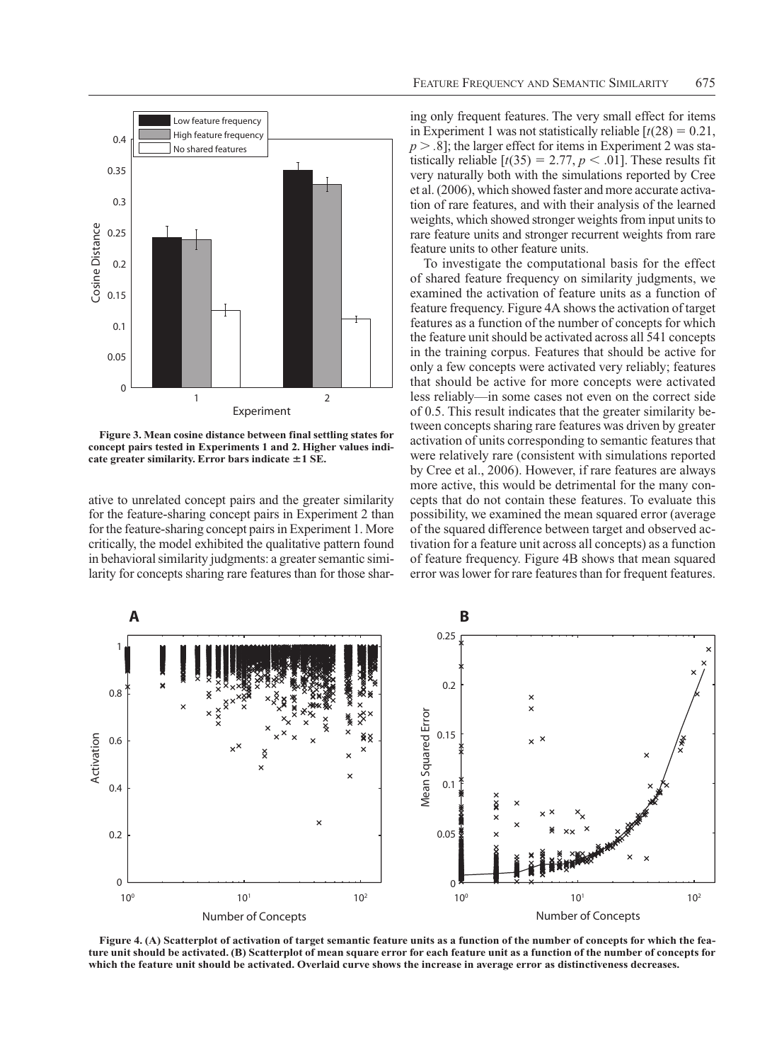Figure 3. Mean cosine distance between final settling states for concept pairs tested in Experiments 1 and 2. Higher values indicate greater similarity. Error bars indicate ±1 SE.

ative to unrelated concept pairs and the greater similarity for the feature-sharing concept pairs in Experiment 2 than for the feature-sharing concept pairs in Experiment 1. More critically, the model exhibited the qualitative pattern found in behavioral similarity judgments: a greater semantic similarity for concepts sharing rare features than for those sharing only frequent features. The very small effect for items in Experiment 1 was not statistically reliable [$t(28) = 0.21$, $p > .8$]; the larger effect for items in Experiment 2 was statistically reliable [$t(35) = 2.77$, $p < .01$]. These results fit very naturally both with the simulations reported by Cree et al. (2006), which showed faster and more accurate activation of rare features, and with their analysis of the learned weights, which showed stronger weights from input units to rare feature units and stronger recurrent weights from rare feature units to other feature units.

To investigate the computational basis for the effect of shared feature frequency on similarity judgments, we examined the activation of feature units as a function of feature frequency. Figure 4A shows the activation of target features as a function of the number of concepts for which the feature unit should be activated across all 541 concepts in the training corpus. Features that should be active for only a few concepts were activated very reliably; features that should be active for more concepts were activated less reliably—in some cases not even on the correct side of 0.5. This result indicates that the greater similarity between concepts sharing rare features was driven by greater activation of units corresponding to semantic features that were relatively rare (consistent with simulations reported by Cree et al., 2006). However, if rare features are always more active, this would be detrimental for the many concepts that do not contain these features. To evaluate this possibility, we examined the mean squared error (average of the squared difference between target and observed activation for a feature unit across all concepts) as a function of feature frequency. Figure 4B shows that mean squared error was lower for rare features than for frequent features.

Figure 4. (A) Scatterplot of activation of target semantic feature units as a function of the number of concepts for which the feature unit should be activated. (B) Scatterplot of mean square error for each feature unit as a function of the number of concepts for which the feature unit should be activated. Overlaid curve shows the increase in average error as distinctiveness decreases.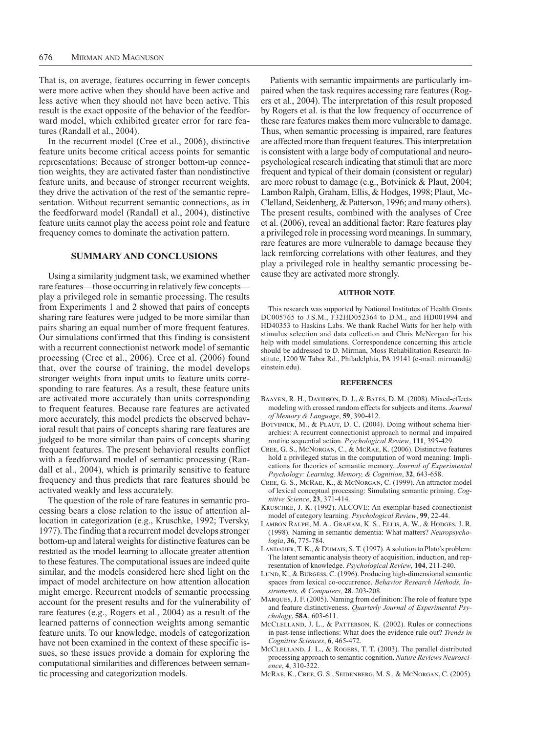That is, on average, features occurring in fewer concepts were more active when they should have been active and less active when they should not have been active. This result is the exact opposite of the behavior of the feedforward model, which exhibited greater error for rare features (Randall et al., 2004).

In the recurrent model (Cree et al., 2006), distinctive feature units become critical access points for semantic representations: Because of stronger bottom-up connection weights, they are activated faster than nondistinctive feature units, and because of stronger recurrent weights, they drive the activation of the rest of the semantic representation. Without recurrent semantic connections, as in the feedforward model (Randall et al., 2004), distinctive feature units cannot play the access point role and feature frequency comes to dominate the activation pattern.

## SUMMARY AND CONCLUSIONS

Using a similarity judgment task, we examined whether rare features—those occurring in relatively few concepts—play a privileged role in semantic processing. The results from Experiments 1 and 2 showed that pairs of concepts sharing rare features were judged to be more similar than pairs sharing an equal number of more frequent features. Our simulations confirmed that this finding is consistent with a recurrent connectionist network model of semantic processing (Cree et al., 2006). Cree et al. (2006) found that, over the course of training, the model develops stronger weights from input units to feature units corresponding to rare features. As a result, these feature units are activated more accurately than units corresponding to frequent features. Because rare features are activated more accurately, this model predicts the observed behavioral result that pairs of concepts sharing rare features are judged to be more similar than pairs of concepts sharing frequent features. The present behavioral results conflict with a feedforward model of semantic processing (Randall et al., 2004), which is primarily sensitive to feature frequency and thus predicts that rare features should be activated weakly and less accurately.

The question of the role of rare features in semantic processing bears a close relation to the issue of attention allocation in categorization (e.g., Kruschke, 1992; Tversky, 1977). The finding that a recurrent model develops stronger bottom-up and lateral weights for distinctive features can be restated as the model learning to allocate greater attention to these features. The computational issues are indeed quite similar, and the models considered here shed light on the impact of model architecture on how attention allocation might emerge. Recurrent models of semantic processing account for the present results and for the vulnerability of rare features (e.g., Rogers et al., 2004) as a result of the learned patterns of connection weights among semantic feature units. To our knowledge, models of categorization have not been examined in the context of these specific issues, so these issues provide a domain for exploring the computational similarities and differences between semantic processing and categorization models.

Patients with semantic impairments are particularly impaired when the task requires accessing rare features (Rogers et al., 2004). The interpretation of this result proposed by Rogers et al. is that the low frequency of occurrence of these rare features makes them more vulnerable to damage. Thus, when semantic processing is impaired, rare features are affected more than frequent features. This interpretation is consistent with a large body of computational and neuropsychological research indicating that stimuli that are more frequent and typical of their domain (consistent or regular) are more robust to damage (e.g., Botvinick & Plaut, 2004; Lambon Ralph, Graham, Ellis, & Hodges, 1998; Plaut, McClelland, Seidenberg, & Patterson, 1996; and many others). The present results, combined with the analyses of Cree et al. (2006), reveal an additional factor: Rare features play a privileged role in processing word meanings. In summary, rare features are more vulnerable to damage because they lack reinforcing correlations with other features, and they play a privileged role in healthy semantic processing because they are activated more strongly.

### AUTHOR NOTE

This research was supported by National Institutes of Health Grants DC005765 to J.S.M., F32HD052364 to D.M., and HD001994 and HD40353 to Haskins Labs. We thank Rachel Watts for her help with stimulus selection and data collection and Chris McNorgan for his help with model simulations. Correspondence concerning this article should be addressed to D. Mirman, Moss Rehabilitation Research Institute, 1200 W. Tabor Rd., Philadelphia, PA 19141 (e-mail: mirmand@einstein.edu).

### REFERENCES

Baayen, R. H., Davidson, D. J., & Bates, D. M. (2008). Mixed-effects modeling with crossed random effects for subjects and items. *Journal of Memory & Language*, **59**, 390-412.

Botvinick, M., & Plaut, D. C. (2004). Doing without schema hierarchies: A recurrent connectionist approach to normal and impaired routine sequential action. *Psychological Review*, **111**, 395-429.

Cree, G. S., McNorgan, C., & McRae, K. (2006). Distinctive features hold a privileged status in the computation of word meaning: Implications for theories of semantic memory. *Journal of Experimental Psychology: Learning, Memory, & Cognition*, **32**, 643-658.

Cree, G. S., McRae, K., & McNorgan, C. (1999). An attractor model of lexical conceptual processing: Simulating semantic priming. *Cognitive Science*, **23**, 371-414.

Kruschke, J. K. (1992). ALCOVE: An exemplar-based connectionist model of category learning. *Psychological Review*, **99**, 22-44.

Lambon Ralph, M. A., Graham, K. S., Ellis, A. W., & Hodges, J. R. (1998). Naming in semantic dementia: What matters? *Neuropsychologia*, **36**, 775-784.

Landauer, T. K., & Dumais, S. T. (1997). A solution to Plato's problem: The latent semantic analysis theory of acquisition, induction, and representation of knowledge. *Psychological Review*, **104**, 211-240.

Lund, K., & Burgess, C. (1996). Producing high-dimensional semantic spaces from lexical co-occurrence. *Behavior Research Methods, Instruments, & Computers*, **28**, 203-208.

Marques, J. F. (2005). Naming from definition: The role of feature type and feature distinctiveness. *Quarterly Journal of Experimental Psychology*, **58A**, 603-611.

McClelland, J. L., & Patterson, K. (2002). Rules or connections in past-tense inflections: What does the evidence rule out? *Trends in Cognitive Sciences*, **6**, 465-472.

McClelland, J. L., & Rogers, T. T. (2003). The parallel distributed processing approach to semantic cognition. *Nature Reviews Neuroscience*, **4**, 310-322.

McRae, K., Cree, G. S., Seidenberg, M. S., & McNorgan, C. (2005).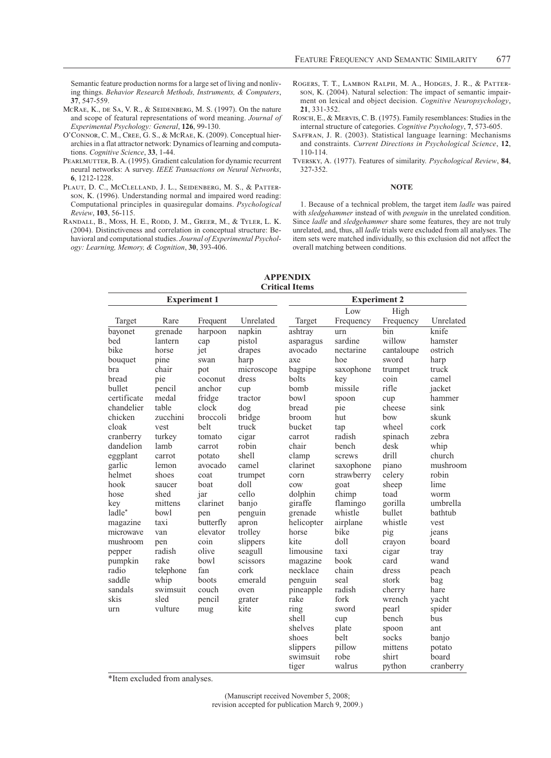Semantic feature production norms for a large set of living and nonliving things. *Behavior Research Methods, Instruments, & Computers*, **37**, 547-559.

McRae, K., de Sa, V. R., & Seidenberg, M. S. (1997). On the nature and scope of featural representations of word meaning. *Journal of Experimental Psychology: General*, **126**, 99-130.

O'Connor, C. M., Cree, G. S., & McRae, K. (2009). Conceptual hierarchies in a flat attractor network: Dynamics of learning and computations. *Cognitive Science*, **33**, 1-44.

Pearlmutter, B. A. (1995). Gradient calculation for dynamic recurrent neural networks: A survey. *IEEE Transactions on Neural Networks*, **6**, 1212-1228.

Plaut, D. C., McClelland, J. L., Seidenberg, M. S., & Patterson, K. (1996). Understanding normal and impaired word reading: Computational principles in quasiregular domains. *Psychological Review*, **103**, 56-115.

Randall, B., Moss, H. E., Rodd, J. M., Greer, M., & Tyler, L. K. (2004). Distinctiveness and correlation in conceptual structure: Behavioral and computational studies. *Journal of Experimental Psychology: Learning, Memory, & Cognition*, **30**, 393-406.

Rogers, T. T., Lambon Ralph, M. A., Hodges, J. R., & Patterson, K. (2004). Natural selection: The impact of semantic impairment on lexical and object decision. *Cognitive Neuropsychology*, **21**, 331-352.

Rosch, E., & Mervis, C. B. (1975). Family resemblances: Studies in the internal structure of categories. *Cognitive Psychology*, **7**, 573-605.

Saffran, J. R. (2003). Statistical language learning: Mechanisms and constraints. *Current Directions in Psychological Science*, **12**, 110-114.

Tversky, A. (1977). Features of similarity. *Psychological Review*, **84**, 327-352.

## NOTE

1. Because of a technical problem, the target item *ladle* was paired with *sledgehammer* instead of with *penguin* in the unrelated condition. Since *ladle* and *sledgehammer* share some features, they are not truly unrelated, and, thus, all *ladle* trials were excluded from all analyses. The item sets were matched individually, so this exclusion did not affect the overall matching between conditions.

## APPENDIX
### Critical Items

| Experiment 1 | | | | Experiment 2 | | | |
|---|---|---|---|---|---|---|---|
| Target | Rare | Frequent | Unrelated | Target | Low Frequency | High Frequency | Unrelated |
| bayonet | grenade | harpoon | napkin | ashtray | urn | bin | knife |
| bed | lantern | cap | pistol | asparagus | sardine | willow | hamster |
| bike | horse | jet | drapes | avocado | nectarine | cantaloupe | ostrich |
| bouquet | pine | swan | harp | axe | hoe | sword | harp |
| bra | chair | pot | microscope | bagpipe | saxophone | trumpet | truck |
| bread | pie | coconut | dress | bolts | key | coin | camel |
| bullet | pencil | anchor | cup | bomb | missile | rifle | jacket |
| certificate | medal | fridge | tractor | bowl | spoon | cup | hammer |
| chandelier | table | clock | dog | bread | pie | cheese | sink |
| chicken | zucchini | broccoli | bridge | broom | hut | bow | skunk |
| cloak | vest | belt | truck | bucket | tap | wheel | cork |
| cranberry | turkey | tomato | cigar | carrot | radish | spinach | zebra |
| dandelion | lamb | carrot | robin | chair | bench | desk | whip |
| eggplant | carrot | potato | shell | clamp | screws | drill | church |
| garlic | lemon | avocado | camel | clarinet | saxophone | piano | mushroom |
| helmet | shoes | coat | trumpet | corn | strawberry | celery | robin |
| hook | saucer | boat | doll | cow | goat | sheep | lime |
| hose | shed | jar | cello | dolphin | chimp | toad | worm |
| key | mittens | clarinet | banjo | giraffe | flamingo | gorilla | umbrella |
| ladle* | bowl | pen | penguin | grenade | whistle | bullet | bathtub |
| magazine | taxi | butterfly | apron | helicopter | airplane | whistle | vest |
| microwave | van | elevator | trolley | horse | bike | pig | jeans |
| mushroom | pen | coin | slippers | kite | doll | crayon | board |
| pepper | radish | olive | seagull | limousine | taxi | cigar | tray |
| pumpkin | rake | bowl | scissors | magazine | book | card | wand |
| radio | telephone | fan | cork | necklace | chain | dress | peach |
| saddle | whip | boots | emerald | penguin | seal | stork | bag |
| sandals | swimsuit | couch | oven | pineapple | radish | cherry | hare |
| skis | sled | pencil | grater | rake | fork | wrench | yacht |
| urn | vulture | mug | kite | ring | sword | pearl | spider |
| | | | | shell | cup | bench | bus |
| | | | | shelves | plate | spoon | ant |
| | | | | shoes | belt | socks | banjo |
| | | | | slippers | pillow | mittens | potato |
| | | | | swimsuit | robe | shirt | board |
| | | | | tiger | walrus | python | cranberry |

*Item excluded from analyses.

(Manuscript received November 5, 2008;
revision accepted for publication March 9, 2009.)